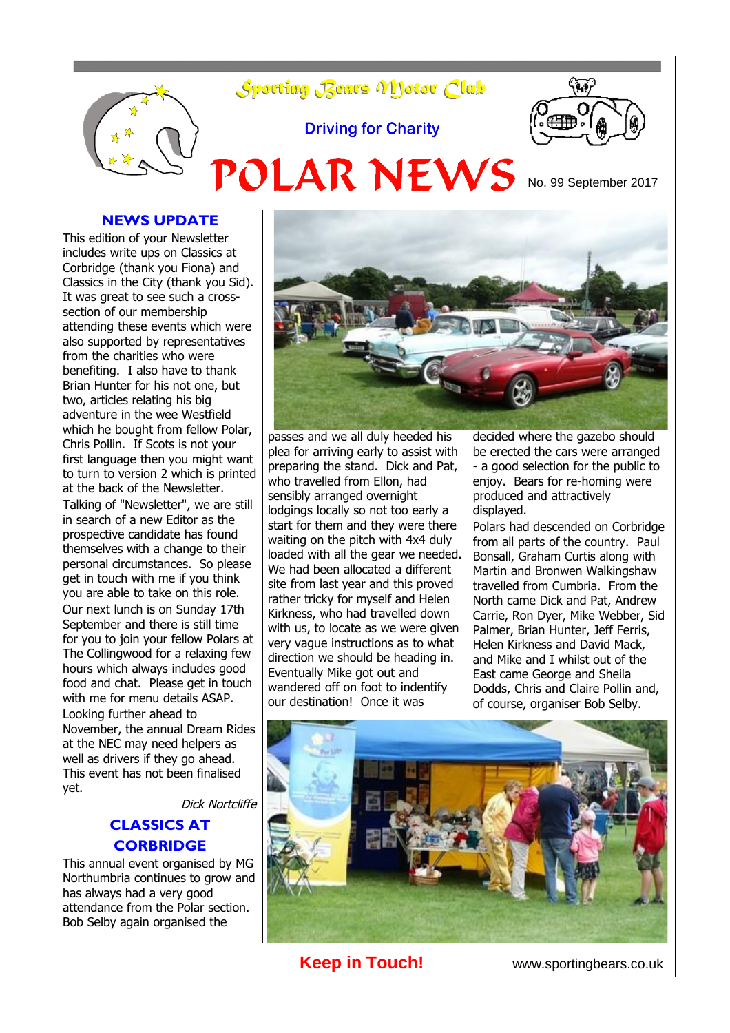# Sporting Bears Motor Club

Driving for Charity

# POLAR NEWS

No. 99 September 2017

## NEWS UPDATE

This edition of your Newsletter includes write ups on Classics at Corbridge (thank you Fiona) and Classics in the City (thank you Sid). It was great to see such a cross-section of our membership attending these events which were also supported by representatives from the charities who were benefiting. I also have to thank Brian Hunter for his not one, but two, articles relating his big adventure in the wee Westfield which he bought from fellow Polar, Chris Pollin. If Scots is not your first language then you might want to turn to version 2 which is printed at the back of the Newsletter.

Talking of "Newsletter", we are still in search of a new Editor as the prospective candidate has found themselves with a change to their personal circumstances. So please get in touch with me if you think you are able to take on this role.

Our next lunch is on Sunday 17th September and there is still time for you to join your fellow Polars at The Collingwood for a relaxing few hours which always includes good food and chat. Please get in touch with me for menu details ASAP.

Looking further ahead to November, the annual Dream Rides at the NEC may need helpers as well as drivers if they go ahead. This event has not been finalised yet.

*Dick Nortcliffe*

## CLASSICS AT CORBRIDGE

This annual event organised by MG Northumbria continues to grow and has always had a very good attendance from the Polar section. Bob Selby again organised the passes and we all duly heeded his plea for arriving early to assist with preparing the stand. Dick and Pat, who travelled from Ellon, had sensibly arranged overnight lodgings locally so not too early a start for them and they were there waiting on the pitch with 4x4 duly loaded with all the gear we needed. We had been allocated a different site from last year and this proved rather tricky for myself and Helen Kirkness, who had travelled down with us, to locate as we were given very vague instructions as to what direction we should be heading in. Eventually Mike got out and wandered off on foot to indentify our destination! Once it was decided where the gazebo should be erected the cars were arranged - a good selection for the public to enjoy. Bears for re-homing were produced and attractively displayed.

Polars had descended on Corbridge from all parts of the country. Paul Bonsall, Graham Curtis along with Martin and Bronwen Walkingshaw travelled from Cumbria. From the North came Dick and Pat, Andrew Carrie, Ron Dyer, Mike Webber, Sid Palmer, Brian Hunter, Jeff Ferris, Helen Kirkness and David Mack, and Mike and I whilst out of the East came George and Sheila Dodds, Chris and Claire Pollin and, of course, organiser Bob Selby.

**Keep in Touch!** www.sportingbears.co.uk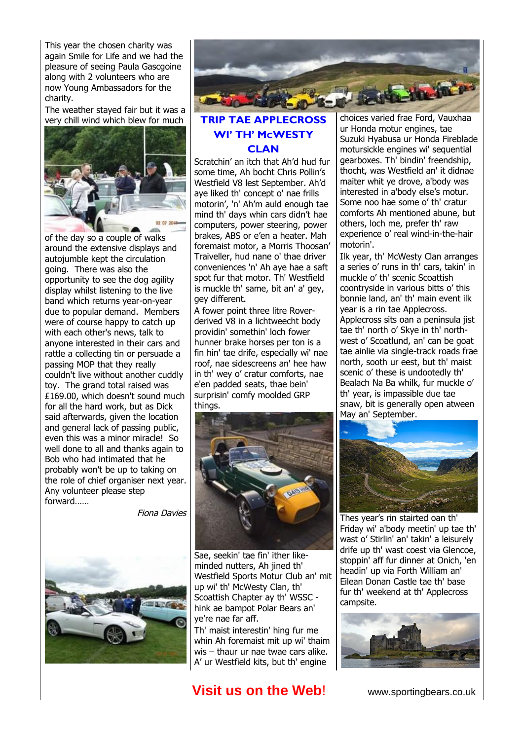This year the chosen charity was again Smile for Life and we had the pleasure of seeing Paula Gascgoine along with 2 volunteers who are now Young Ambassadors for the charity.

The weather stayed fair but it was a very chill wind which blew for much of the day so a couple of walks around the extensive displays and autojumble kept the circulation going. There was also the opportunity to see the dog agility display whilst listening to the live band which returns year-on-year due to popular demand. Members were of course happy to catch up with each other's news, talk to anyone interested in their cars and rattle a collecting tin or persuade a passing MOP that they really couldn't live without another cuddly toy. The grand total raised was £169.00, which doesn't sound much for all the hard work, but as Dick said afterwards, given the location and general lack of passing public, even this was a minor miracle! So well done to all and thanks again to Bob who had intimated that he probably won't be up to taking on the role of chief organiser next year. Any volunteer please step forward……

*Fiona Davies*

## TRIP TAE APPLECROSS WI' TH' McWESTY CLAN

Scratchin' an itch that Ah'd hud fur some time, Ah bocht Chris Pollin's Westfield V8 lest September. Ah'd aye liked th' concept o' nae frills motorin', 'n' Ah'm auld enough tae mind th' days whin cars didn't hae computers, power steering, power brakes, ABS or e'en a heater. Mah foremaist motor, a Morris Thoosan' Traiveller, hud nane o' thae driver conveniences 'n' Ah aye hae a saft spot fur that motor. Th' Westfield is muckle th' same, bit an' a' gey, gey different.

A fower point three litre Rover-derived V8 in a lichtweecht body providin' somethin' loch fower hunner brake horses per ton is a fin hin' tae drife, especially wi' nae roof, nae sidescreens an' hee haw in th' wey o' cratur comforts, nae e'en padded seats, thae bein' surprisin' comfy moolded GRP things.

Sae, seekin' tae fin' ither like-minded nutters, Ah jined th' Westfield Sports Motur Club an' mit up wi' th' McWesty Clan, th' Scoattish Chapter ay th' WSSC - hink ae bampot Polar Bears an' ye're nae far aff.

Th' maist interestin' hing fur me whin Ah foremaist mit up wi' thaim wis – thaur ur nae twae cars alike. A' ur Westfield kits, but th' engine choices varied frae Ford, Vauxhaa ur Honda motur engines, tae Suzuki Hyabusa ur Honda Fireblade motursickle engines wi' sequential gearboxes. Th' bindin' freendship, thocht, was Westfield an' it didnae maiter whit ye drove, a'body was interested in a'body else's motur. Some noo hae some o' th' cratur comforts Ah mentioned abune, but others, loch me, prefer th' raw experience o' real wind-in-the-hair motorin'.

Ilk year, th' McWesty Clan arranges a series o' runs in th' cars, takin' in muckle o' th' scenic Scoattish coontryside in various bitts o' this bonnie land, an' th' main event ilk year is a rin tae Applecross. Applecross sits oan a peninsula jist tae th' north o' Skye in th' north-west o' Scoatlund, an' can be goat tae ainlie via single-track roads frae north, sooth ur eest, but th' maist scenic o' these is undootedly th' Bealach Na Ba whilk, fur muckle o' th' year, is impassible due tae snaw, bit is generally open atween May an' September.

Thes year's rin stairted oan th' Friday wi' a'body meetin' up tae th' wast o' Stirlin' an' takin' a leisurely drife up th' wast coest via Glencoe, stoppin' aff fur dinner at Onich, 'en headin' up via Forth William an' Eilean Donan Castle tae th' base fur th' weekend at th' Applecross campsite.

**Visit us on the Web!** www.sportingbears.co.uk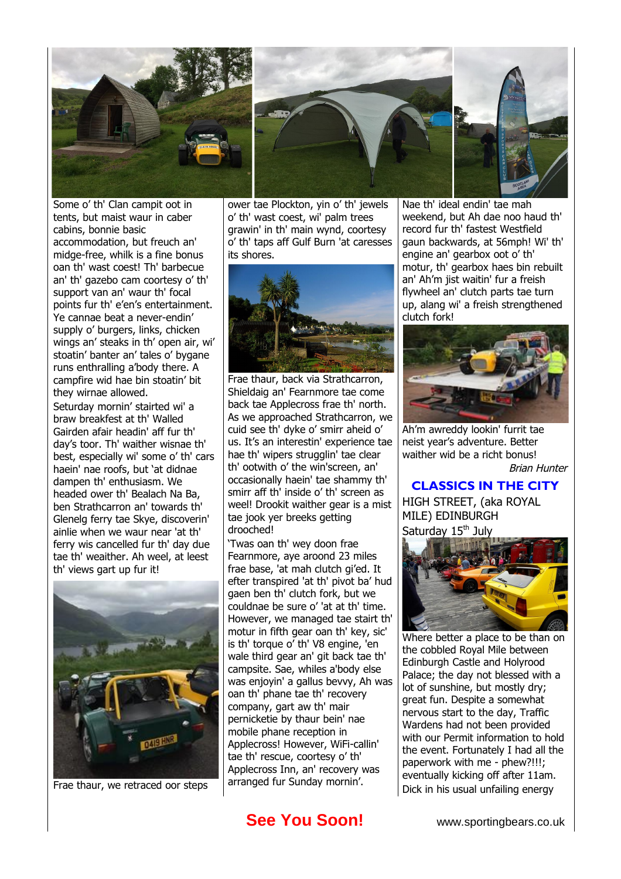Some o' th' Clan campit oot in tents, but maist waur in caber cabins, bonnie basic accommodation, but freuch an' midge-free, whilk is a fine bonus oan th' wast coest! Th' barbecue an' th' gazebo cam coortesy o' th' support van an' waur th' focal points fur th' e'en's entertainment. Ye cannae beat a never-endin' supply o' burgers, links, chicken wings an' steaks in th' open air, wi' stoatin' banter an' tales o' bygane runs enthralling a'body there. A campfire wid hae bin stoatin' bit they wirnae allowed.

Seturday mornin' stairted wi' a braw breakfeast at th' Walled Gairden afair headin' aff fur th' day's toor. Th' waither wisnae th' best, especially wi' some o' th' cars haein' nae roofs, but 'at didnae dampen th' enthusiasm. We headed ower th' Bealach Na Ba, ben Strathcarron an' towards th' Glenelg ferry tae Skye, discoverin' ainlie when we waur near 'at th' ferry wis cancelled fur th' day due tae th' weaither. Ah weel, at leest th' views gart up fur it!

Frae thaur, we retraced oor steps ower tae Plockton, yin o' th' jewels o' th' wast coest, wi' palm trees grawin' in th' main wynd, coortesy o' th' taps aff Gulf Burn 'at caresses its shores.

Frae thaur, back via Strathcarron, Shieldaig an' Fearnmore tae come back tae Applecross frae th' north. As we approached Strathcarron, we cuid see th' dyke o' smirr aheid o' us. It's an interestin' experience tae hae th' wipers strugglin' tae clear th' ootwith o' the win'screen, an' occasionally haein' tae shammy th' smirr aff th' inside o' th' screen as weel! Drookit waither gear is a mist tae jook yer breeks getting droochéd!

'Twas oan th' wey doon frae Fearnmore, aye aroond 23 miles frae base, 'at mah clutch gi'ed. It efter transpired 'at th' pivot ba' hud gaen ben th' clutch fork, but we couldnae be sure o' 'at at th' time. However, we managed tae stairt th' motur in fifth gear oan th' key, sic' is th' torque o' th' V8 engine, 'en wale third gear an' git back tae th' campsite. Sae, whiles a'body else was enjoyin' a gallus bevvy, Ah was oan th' phane tae th' recovery company, gart aw th' mair pernicketie by thaur bein' nae mobile phane reception in Applecross! However, WiFi-callin' tae th' rescue, coortesy o' th' Applecross Inn, an' recovery was arranged fur Sunday mornin'.

Nae th' ideal endin' tae mah weekend, but Ah dae noo haud th' record fur th' fastest Westfield gaun backwards, at 56mph! Wi' th' engine an' gearbox oot o' th' motur, th' gearbox haes bin rebuilt an' Ah'm jist waitin' fur a freish flywheel an' clutch parts tae turn up, alang wi' a freish strengthened clutch fork!

Ah'm awreddy lookin' furrit tae neist year's adventure. Better waither wid be a richt bonus!

*Brian Hunter*

## CLASSICS IN THE CITY

HIGH STREET, (aka ROYAL MILE) EDINBURGH

Saturday 15th July

Where better a place to be than on the cobbled Royal Mile between Edinburgh Castle and Holyrood Palace; the day not blessed with a lot of sunshine, but mostly dry; great fun. Despite a somewhat nervous start to the day, Traffic Wardens had not been provided with our Permit information to hold the event. Fortunately I had all the paperwork with me - phew?!!!; eventually kicking off after 11am. Dick in his usual unfailing energy

**See You Soon!**

www.sportingbears.co.uk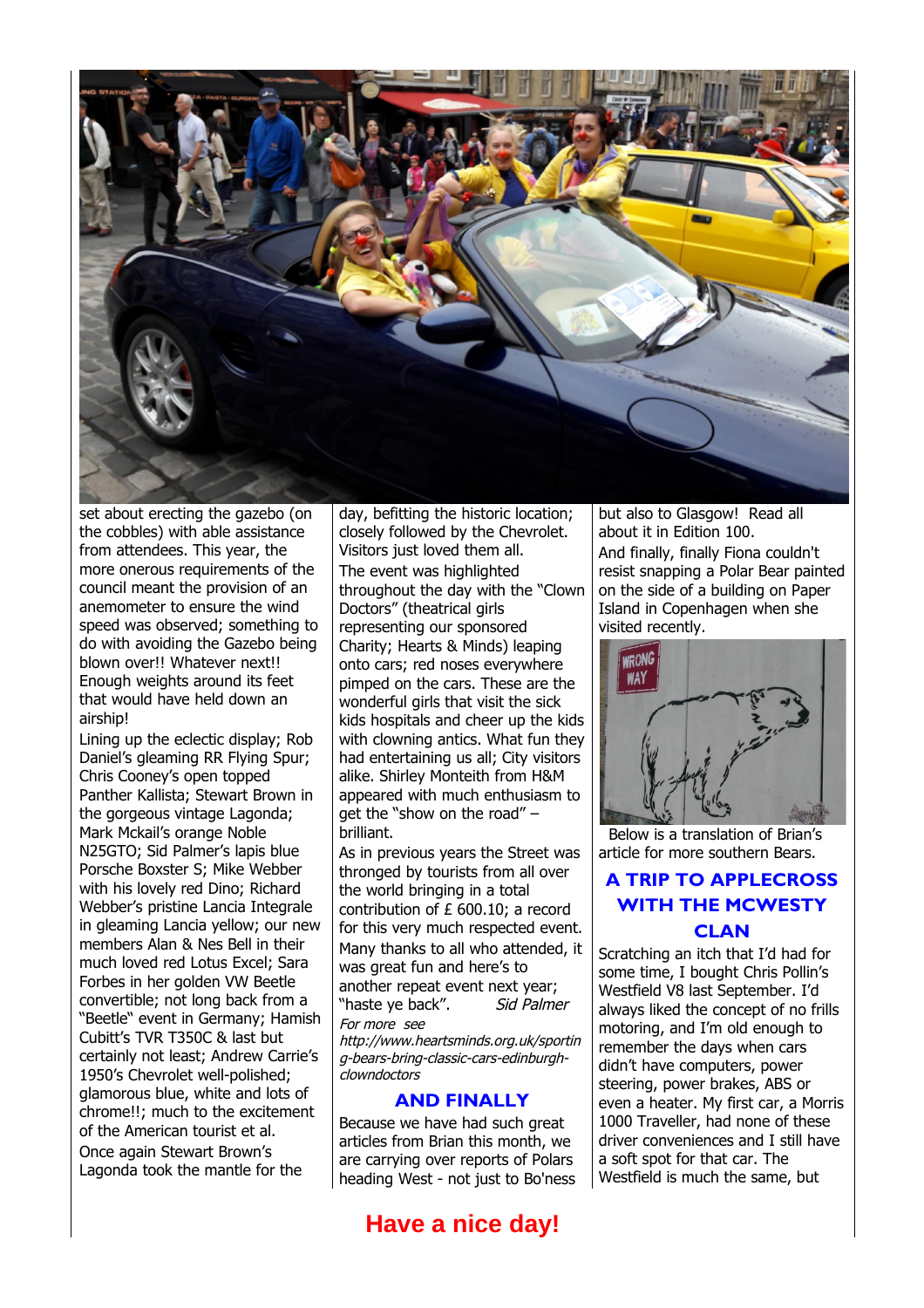set about erecting the gazebo (on the cobbles) with able assistance from attendees. This year, the more onerous requirements of the council meant the provision of an anemometer to ensure the wind speed was observed; something to do with avoiding the Gazebo being blown over!! Whatever next!! Enough weights around its feet that would have held down an airship!

Lining up the eclectic display; Rob Daniel's gleaming RR Flying Spur; Chris Cooney's open topped Panther Kallista; Stewart Brown in the gorgeous vintage Lagonda; Mark Mckail's orange Noble N25GTO; Sid Palmer's lapis blue Porsche Boxster S; Mike Webber with his lovely red Dino; Richard Webber's pristine Lancia Integrale in gleaming Lancia yellow; our new members Alan & Nes Bell in their much loved red Lotus Excel; Sara Forbes in her golden VW Beetle convertible; not long back from a "Beetle" event in Germany; Hamish Cubitt's TVR T350C & last but certainly not least; Andrew Carrie's 1950's Chevrolet well-polished; glamorous blue, white and lots of chrome!!; much to the excitement of the American tourist et al.

Once again Stewart Brown's Lagonda took the mantle for the day, befitting the historic location; closely followed by the Chevrolet. Visitors just loved them all.

The event was highlighted throughout the day with the "Clown Doctors" (theatrical girls representing our sponsored Charity; Hearts & Minds) leaping onto cars; red noses everywhere pimped on the cars. These are the wonderful girls that visit the sick kids hospitals and cheer up the kids with clowning antics. What fun they had entertaining us all; City visitors alike. Shirley Monteith from H&M appeared with much enthusiasm to get the "show on the road" – brilliant.

As in previous years the Street was thronged by tourists from all over the world bringing in a total contribution of £ 600.10; a record for this very much respected event. Many thanks to all who attended, it was great fun and here's to another repeat event next year; "haste ye back". *Sid Palmer*

*For more see http://www.heartsminds.org.uk/sporting-bears-bring-classic-cars-edinburgh-clowndoctors*

## AND FINALLY

Because we have had such great articles from Brian this month, we are carrying over reports of Polars heading West - not just to Bo'ness but also to Glasgow! Read all about it in Edition 100.

And finally, finally Fiona couldn't resist snapping a Polar Bear painted on the side of a building on Paper Island in Copenhagen when she visited recently.

Below is a translation of Brian's article for more southern Bears.

## A TRIP TO APPLECROSS WITH THE MCWESTY CLAN

Scratching an itch that I'd had for some time, I bought Chris Pollin's Westfield V8 last September. I'd always liked the concept of no frills motoring, and I'm old enough to remember the days when cars didn't have computers, power steering, power brakes, ABS or even a heater. My first car, a Morris 1000 Traveller, had none of these driver conveniences and I still have a soft spot for that car. The Westfield is much the same, but

**Have a nice day!**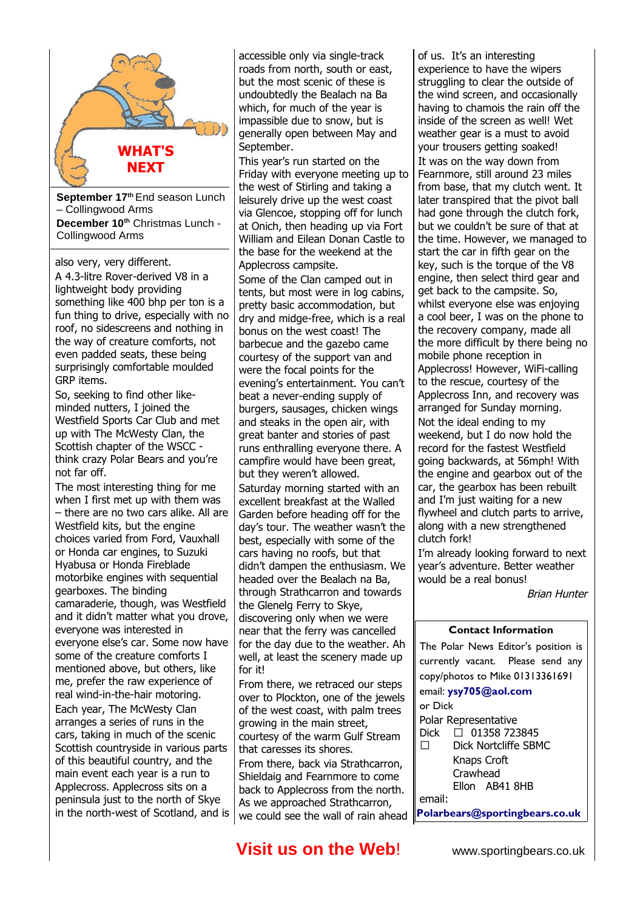## WHAT'S NEXT

**September 17th** End season Lunch – Collingwood Arms

**December 10th** Christmas Lunch - Collingwood Arms

also very, very different.

A 4.3-litre Rover-derived V8 in a lightweight body providing something like 400 bhp per ton is a fun thing to drive, especially with no roof, no sidescreens and nothing in the way of creature comforts, not even padded seats, these being surprisingly comfortable moulded GRP items.

So, seeking to find other like-minded nutters, I joined the Westfield Sports Car Club and met up with The McWesty Clan, the Scottish chapter of the WSCC - think crazy Polar Bears and you're not far off.

The most interesting thing for me when I first met up with them was – there are no two cars alike. All are Westfield kits, but the engine choices varied from Ford, Vauxhall or Honda car engines, to Suzuki Hyabusa or Honda Fireblade motorbike engines with sequential gearboxes. The binding camaraderie, though, was Westfield and it didn't matter what you drove, everyone was interested in everyone else's car. Some now have some of the creature comforts I mentioned above, but others, like me, prefer the raw experience of real wind-in-the-hair motoring.

Each year, The McWesty Clan arranges a series of runs in the cars, taking in much of the scenic Scottish countryside in various parts of this beautiful country, and the main event each year is a run to Applecross. Applecross sits on a peninsula just to the north of Skye in the north-west of Scotland, and is accessible only via single-track roads from north, south or east, but the most scenic of these is undoubtedly the Bealach na Ba which, for much of the year is impassible due to snow, but is generally open between May and September.

This year's run started on the Friday with everyone meeting up to the west of Stirling and taking a leisurely drive up the west coast via Glencoe, stopping off for lunch at Onich, then heading up via Fort William and Eilean Donan Castle to the base for the weekend at the Applecross campsite.

Some of the Clan camped out in tents, but most were in log cabins, pretty basic accommodation, but dry and midge-free, which is a real bonus on the west coast! The barbecue and the gazebo came courtesy of the support van and were the focal points for the evening's entertainment. You can't beat a never-ending supply of burgers, sausages, chicken wings and steaks in the open air, with great banter and stories of past runs enthralling everyone there. A campfire would have been great, but they weren't allowed.

Saturday morning started with an excellent breakfast at the Walled Garden before heading off for the day's tour. The weather wasn't the best, especially with some of the cars having no roofs, but that didn't dampen the enthusiasm. We headed over the Bealach na Ba, through Strathcarron and towards the Glenelg Ferry to Skye, discovering only when we were near that the ferry was cancelled for the day due to the weather. Ah well, at least the scenery made up for it!

From there, we retraced our steps over to Plockton, one of the jewels of the west coast, with palm trees growing in the main street, courtesy of the warm Gulf Stream that caresses its shores.

From there, back via Strathcarron, Shieldaig and Fearnmore to come back to Applecross from the north. As we approached Strathcarron, we could see the wall of rain ahead of us. It's an interesting experience to have the wipers struggling to clear the outside of the wind screen, and occasionally having to chamois the rain off the inside of the screen as well! Wet weather gear is a must to avoid your trousers getting soaked!

It was on the way down from Fearnmore, still around 23 miles from base, that my clutch went. It later transpired that the pivot ball had gone through the clutch fork, but we couldn't be sure of that at the time. However, we managed to start the car in fifth gear on the key, such is the torque of the V8 engine, then select third gear and get back to the campsite. So, whilst everyone else was enjoying a cool beer, I was on the phone to the recovery company, made all the more difficult by there being no mobile phone reception in Applecross! However, WiFi-calling to the rescue, courtesy of the Applecross Inn, and recovery was arranged for Sunday morning.

Not the ideal ending to my weekend, but I do now hold the record for the fastest Westfield going backwards, at 56mph! With the engine and gearbox out of the car, the gearbox has been rebuilt and I'm just waiting for a new flywheel and clutch parts to arrive, along with a new strengthened clutch fork!

I'm already looking forward to next year's adventure. Better weather would be a real bonus!

*Brian Hunter*

**Contact Information**

The Polar News Editor's position is currently vacant. Please send any copy/photos to Mike 01313361691

email: **ysy705@aol.com**

or Dick

Polar Representative

Dick ☐ 01358 723845

☐ Dick Nortcliffe SBMC
Knaps Croft
Crawhead
Ellon AB41 8HB

email:
**Polarbears@sportingbears.co.uk**

**Visit us on the Web!** www.sportingbears.co.uk